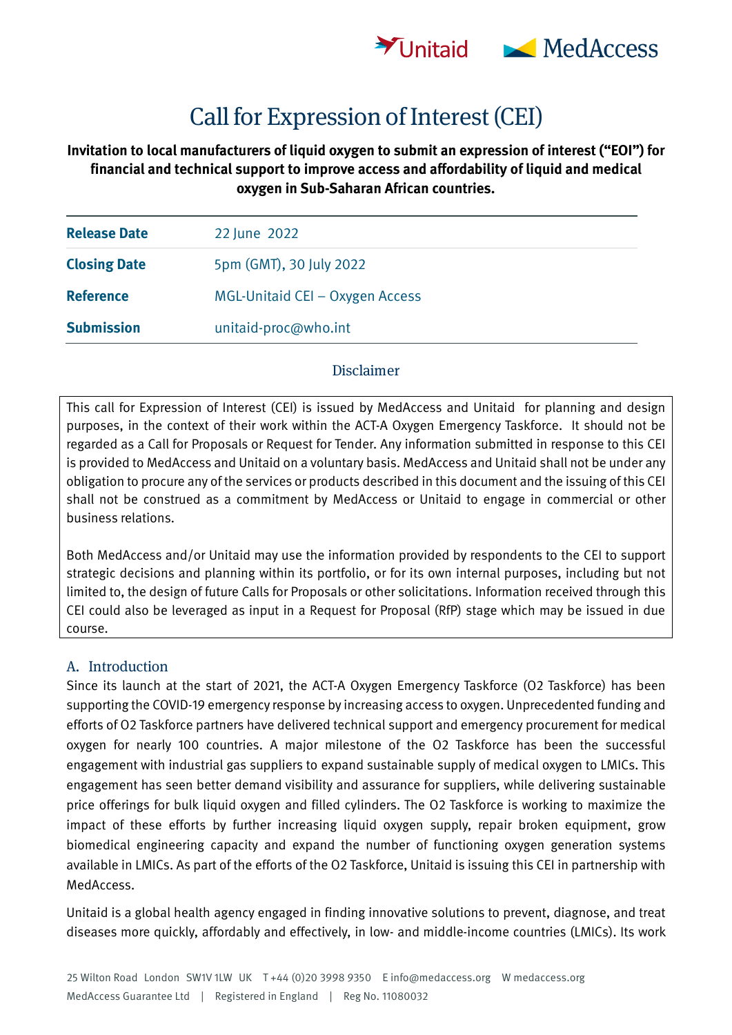# Call for Expression of Interest (CEI)

**Invitation to local manufacturers of liquid oxygen to submit an expression of interest ("EOI") for financial and technical support to improve access and affordability of liquid and medical oxygen in Sub-Saharan African countries.**

| | |
|---|---|
| **Release Date** | 22 June 2022 |
| **Closing Date** | 5pm (GMT), 30 July 2022 |
| **Reference** | MGL-Unitaid CEI – Oxygen Access |
| **Submission** | unitaid-proc@who.int |

### Disclaimer

This call for Expression of Interest (CEI) is issued by MedAccess and Unitaid for planning and design purposes, in the context of their work within the ACT-A Oxygen Emergency Taskforce. It should not be regarded as a Call for Proposals or Request for Tender. Any information submitted in response to this CEI is provided to MedAccess and Unitaid on a voluntary basis. MedAccess and Unitaid shall not be under any obligation to procure any of the services or products described in this document and the issuing of this CEI shall not be construed as a commitment by MedAccess or Unitaid to engage in commercial or other business relations.

Both MedAccess and/or Unitaid may use the information provided by respondents to the CEI to support strategic decisions and planning within its portfolio, or for its own internal purposes, including but not limited to, the design of future Calls for Proposals or other solicitations. Information received through this CEI could also be leveraged as input in a Request for Proposal (RfP) stage which may be issued in due course.

## A. Introduction

Since its launch at the start of 2021, the ACT-A Oxygen Emergency Taskforce (O2 Taskforce) has been supporting the COVID-19 emergency response by increasing access to oxygen. Unprecedented funding and efforts of O2 Taskforce partners have delivered technical support and emergency procurement for medical oxygen for nearly 100 countries. A major milestone of the O2 Taskforce has been the successful engagement with industrial gas suppliers to expand sustainable supply of medical oxygen to LMICs. This engagement has seen better demand visibility and assurance for suppliers, while delivering sustainable price offerings for bulk liquid oxygen and filled cylinders. The O2 Taskforce is working to maximize the impact of these efforts by further increasing liquid oxygen supply, repair broken equipment, grow biomedical engineering capacity and expand the number of functioning oxygen generation systems available in LMICs. As part of the efforts of the O2 Taskforce, Unitaid is issuing this CEI in partnership with MedAccess.

Unitaid is a global health agency engaged in finding innovative solutions to prevent, diagnose, and treat diseases more quickly, affordably and effectively, in low- and middle-income countries (LMICs). Its work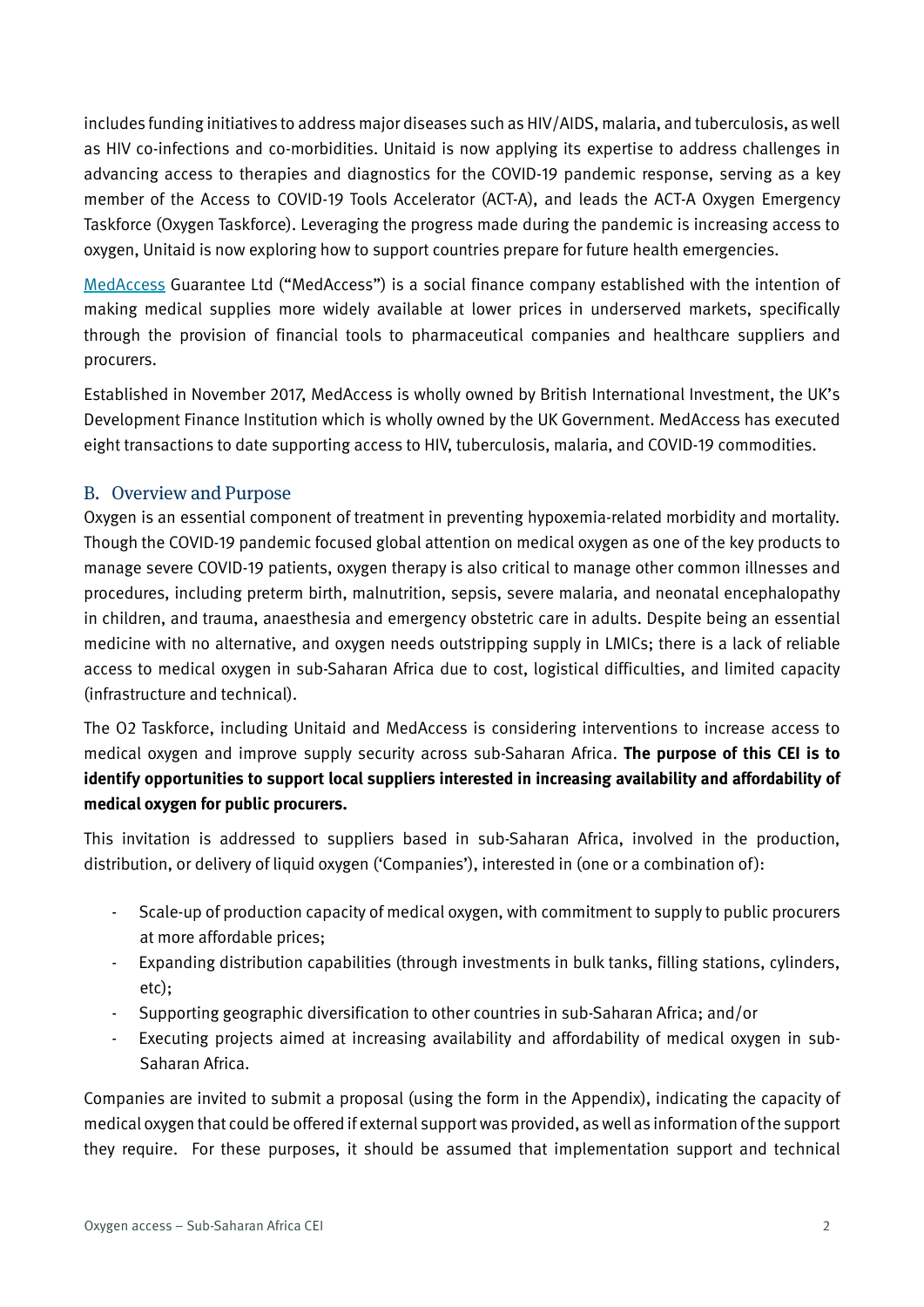includes funding initiatives to address major diseases such as HIV/AIDS, malaria, and tuberculosis, as well as HIV co-infections and co-morbidities. Unitaid is now applying its expertise to address challenges in advancing access to therapies and diagnostics for the COVID-19 pandemic response, serving as a key member of the Access to COVID-19 Tools Accelerator (ACT-A), and leads the ACT-A Oxygen Emergency Taskforce (Oxygen Taskforce). Leveraging the progress made during the pandemic is increasing access to oxygen, Unitaid is now exploring how to support countries prepare for future health emergencies.

MedAccess Guarantee Ltd ("MedAccess") is a social finance company established with the intention of making medical supplies more widely available at lower prices in underserved markets, specifically through the provision of financial tools to pharmaceutical companies and healthcare suppliers and procurers.

Established in November 2017, MedAccess is wholly owned by British International Investment, the UK's Development Finance Institution which is wholly owned by the UK Government. MedAccess has executed eight transactions to date supporting access to HIV, tuberculosis, malaria, and COVID-19 commodities.

## B. Overview and Purpose

Oxygen is an essential component of treatment in preventing hypoxemia-related morbidity and mortality. Though the COVID-19 pandemic focused global attention on medical oxygen as one of the key products to manage severe COVID-19 patients, oxygen therapy is also critical to manage other common illnesses and procedures, including preterm birth, malnutrition, sepsis, severe malaria, and neonatal encephalopathy in children, and trauma, anaesthesia and emergency obstetric care in adults. Despite being an essential medicine with no alternative, and oxygen needs outstripping supply in LMICs; there is a lack of reliable access to medical oxygen in sub-Saharan Africa due to cost, logistical difficulties, and limited capacity (infrastructure and technical).

The O2 Taskforce, including Unitaid and MedAccess is considering interventions to increase access to medical oxygen and improve supply security across sub-Saharan Africa. **The purpose of this CEI is to identify opportunities to support local suppliers interested in increasing availability and affordability of medical oxygen for public procurers.**

This invitation is addressed to suppliers based in sub-Saharan Africa, involved in the production, distribution, or delivery of liquid oxygen ('Companies'), interested in (one or a combination of):

- Scale-up of production capacity of medical oxygen, with commitment to supply to public procurers at more affordable prices;
- Expanding distribution capabilities (through investments in bulk tanks, filling stations, cylinders, etc);
- Supporting geographic diversification to other countries in sub-Saharan Africa; and/or
- Executing projects aimed at increasing availability and affordability of medical oxygen in sub-Saharan Africa.

Companies are invited to submit a proposal (using the form in the Appendix), indicating the capacity of medical oxygen that could be offered if external support was provided, as well as information of the support they require. For these purposes, it should be assumed that implementation support and technical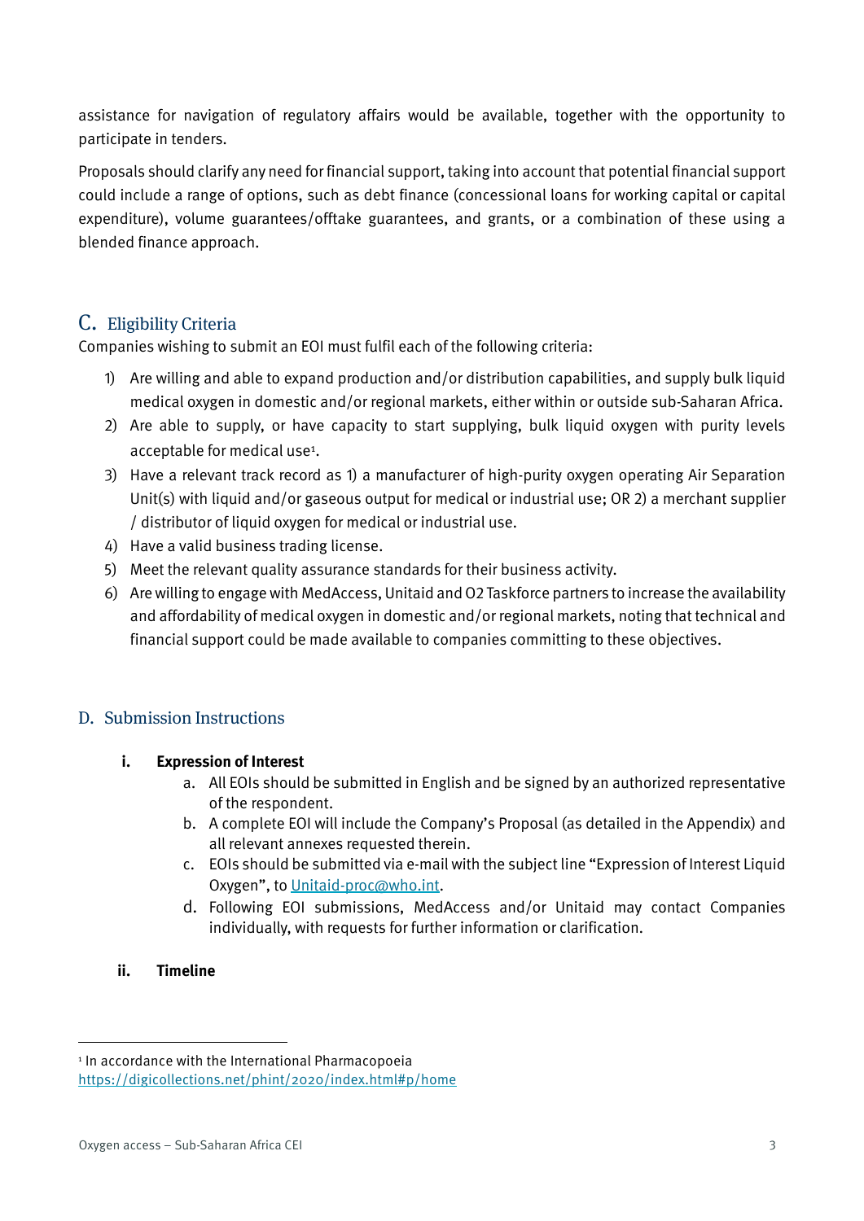assistance for navigation of regulatory affairs would be available, together with the opportunity to participate in tenders.

Proposals should clarify any need for financial support, taking into account that potential financial support could include a range of options, such as debt finance (concessional loans for working capital or capital expenditure), volume guarantees/offtake guarantees, and grants, or a combination of these using a blended finance approach.

## C. Eligibility Criteria

Companies wishing to submit an EOI must fulfil each of the following criteria:

1) Are willing and able to expand production and/or distribution capabilities, and supply bulk liquid medical oxygen in domestic and/or regional markets, either within or outside sub-Saharan Africa.
2) Are able to supply, or have capacity to start supplying, bulk liquid oxygen with purity levels acceptable for medical use[1].
3) Have a relevant track record as 1) a manufacturer of high-purity oxygen operating Air Separation Unit(s) with liquid and/or gaseous output for medical or industrial use; OR 2) a merchant supplier / distributor of liquid oxygen for medical or industrial use.
4) Have a valid business trading license.
5) Meet the relevant quality assurance standards for their business activity.
6) Are willing to engage with MedAccess, Unitaid and O2 Taskforce partners to increase the availability and affordability of medical oxygen in domestic and/or regional markets, noting that technical and financial support could be made available to companies committing to these objectives.

## D. Submission Instructions

### i. Expression of Interest

a. All EOIs should be submitted in English and be signed by an authorized representative of the respondent.
b. A complete EOI will include the Company's Proposal (as detailed in the Appendix) and all relevant annexes requested therein.
c. EOIs should be submitted via e-mail with the subject line "Expression of Interest Liquid Oxygen", to Unitaid-proc@who.int.
d. Following EOI submissions, MedAccess and/or Unitaid may contact Companies individually, with requests for further information or clarification.

### ii. Timeline

[1] In accordance with the International Pharmacopoeia https://digicollections.net/phint/2020/index.html#p/home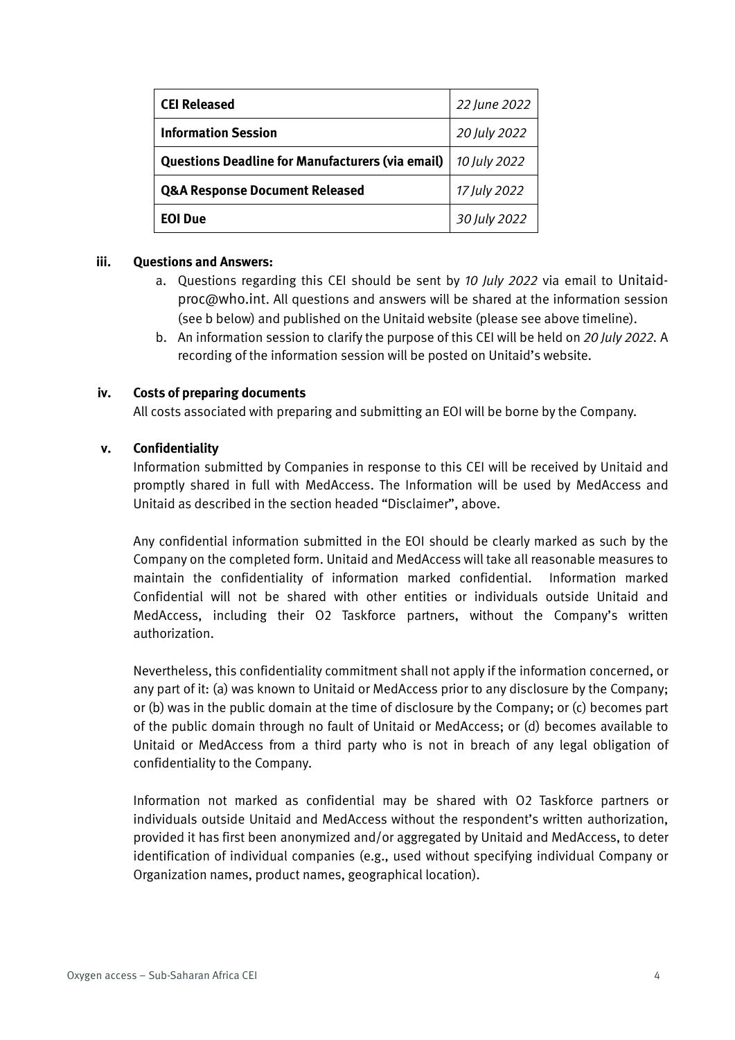| CEI Released | 22 June 2022 |
| --- | --- |
| Information Session | 20 July 2022 |
| Questions Deadline for Manufacturers (via email) | 10 July 2022 |
| Q&A Response Document Released | 17 July 2022 |
| EOI Due | 30 July 2022 |

**iii. Questions and Answers:**

a. Questions regarding this CEI should be sent by *10 July 2022* via email to Unitaid-proc@who.int. All questions and answers will be shared at the information session (see b below) and published on the Unitaid website (please see above timeline).

b. An information session to clarify the purpose of this CEI will be held on *20 July 2022*. A recording of the information session will be posted on Unitaid's website.

**iv. Costs of preparing documents**

All costs associated with preparing and submitting an EOI will be borne by the Company.

**v. Confidentiality**

Information submitted by Companies in response to this CEI will be received by Unitaid and promptly shared in full with MedAccess. The Information will be used by MedAccess and Unitaid as described in the section headed "Disclaimer", above.

Any confidential information submitted in the EOI should be clearly marked as such by the Company on the completed form. Unitaid and MedAccess will take all reasonable measures to maintain the confidentiality of information marked confidential. Information marked Confidential will not be shared with other entities or individuals outside Unitaid and MedAccess, including their O2 Taskforce partners, without the Company's written authorization.

Nevertheless, this confidentiality commitment shall not apply if the information concerned, or any part of it: (a) was known to Unitaid or MedAccess prior to any disclosure by the Company; or (b) was in the public domain at the time of disclosure by the Company; or (c) becomes part of the public domain through no fault of Unitaid or MedAccess; or (d) becomes available to Unitaid or MedAccess from a third party who is not in breach of any legal obligation of confidentiality to the Company.

Information not marked as confidential may be shared with O2 Taskforce partners or individuals outside Unitaid and MedAccess without the respondent's written authorization, provided it has first been anonymized and/or aggregated by Unitaid and MedAccess, to deter identification of individual companies (e.g., used without specifying individual Company or Organization names, product names, geographical location).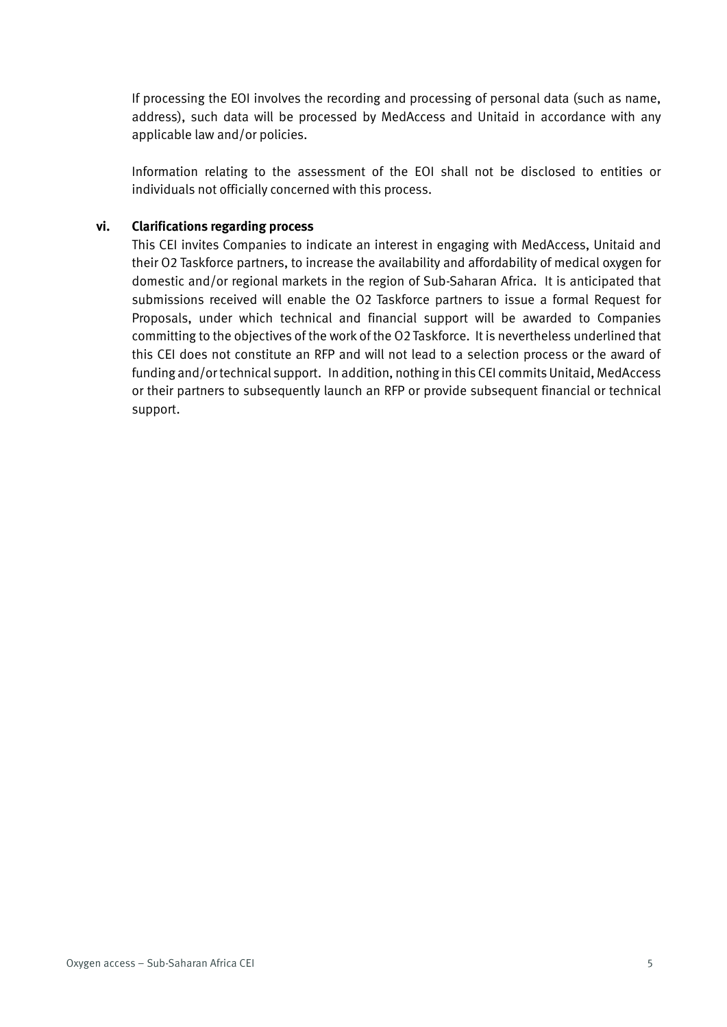If processing the EOI involves the recording and processing of personal data (such as name, address), such data will be processed by MedAccess and Unitaid in accordance with any applicable law and/or policies.

Information relating to the assessment of the EOI shall not be disclosed to entities or individuals not officially concerned with this process.

**vi. Clarifications regarding process**

This CEI invites Companies to indicate an interest in engaging with MedAccess, Unitaid and their O2 Taskforce partners, to increase the availability and affordability of medical oxygen for domestic and/or regional markets in the region of Sub-Saharan Africa. It is anticipated that submissions received will enable the O2 Taskforce partners to issue a formal Request for Proposals, under which technical and financial support will be awarded to Companies committing to the objectives of the work of the O2 Taskforce. It is nevertheless underlined that this CEI does not constitute an RFP and will not lead to a selection process or the award of funding and/or technical support. In addition, nothing in this CEI commits Unitaid, MedAccess or their partners to subsequently launch an RFP or provide subsequent financial or technical support.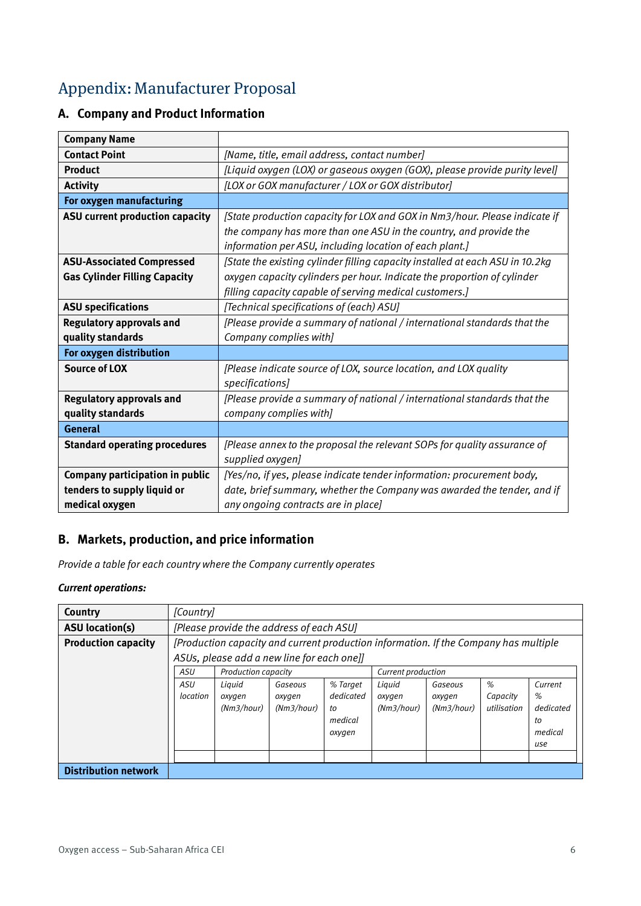# Appendix: Manufacturer Proposal

## A. Company and Product Information

| **Company Name** | |
|---|---|
| **Contact Point** | *[Name, title, email address, contact number]* |
| **Product** | *[Liquid oxygen (LOX) or gaseous oxygen (GOX), please provide purity level]* |
| **Activity** | *[LOX or GOX manufacturer / LOX or GOX distributor]* |
| **For oxygen manufacturing** | |
| **ASU current production capacity** | *[State production capacity for LOX and GOX in Nm3/hour. Please indicate if the company has more than one ASU in the country, and provide the information per ASU, including location of each plant.]* |
| **ASU-Associated Compressed Gas Cylinder Filling Capacity** | *[State the existing cylinder filling capacity installed at each ASU in 10.2kg oxygen capacity cylinders per hour. Indicate the proportion of cylinder filling capacity capable of serving medical customers.]* |
| **ASU specifications** | *[Technical specifications of (each) ASU]* |
| **Regulatory approvals and quality standards** | *[Please provide a summary of national / international standards that the Company complies with]* |
| **For oxygen distribution** | |
| **Source of LOX** | *[Please indicate source of LOX, source location, and LOX quality specifications]* |
| **Regulatory approvals and quality standards** | *[Please provide a summary of national / international standards that the company complies with]* |
| **General** | |
| **Standard operating procedures** | *[Please annex to the proposal the relevant SOPs for quality assurance of supplied oxygen]* |
| **Company participation in public tenders to supply liquid or medical oxygen** | *[Yes/no, if yes, please indicate tender information: procurement body, date, brief summary, whether the Company was awarded the tender, and if any ongoing contracts are in place]* |

## B. Markets, production, and price information

*Provide a table for each country where the Company currently operates*

***Current operations:***

| **Country** | *[Country]* |
|---|---|
| **ASU location(s)** | *[Please provide the address of each ASU]* |
| **Production capacity** | *[Production capacity and current production information. If the Company has multiple ASUs, please add a new line for each one]]* |
| **Distribution network** | |

| *ASU* | *Production capacity* | | | *Current production* | | | |
|---|---|---|---|---|---|---|---|
| *ASU location* | *Liquid oxygen (Nm3/hour)* | *Gaseous oxygen (Nm3/hour)* | *% Target dedicated to medical oxygen* | *Liquid oxygen (Nm3/hour)* | *Gaseous oxygen (Nm3/hour)* | *% Capacity utilisation* | *Current % dedicated to medical use* |
| | | | | | | | |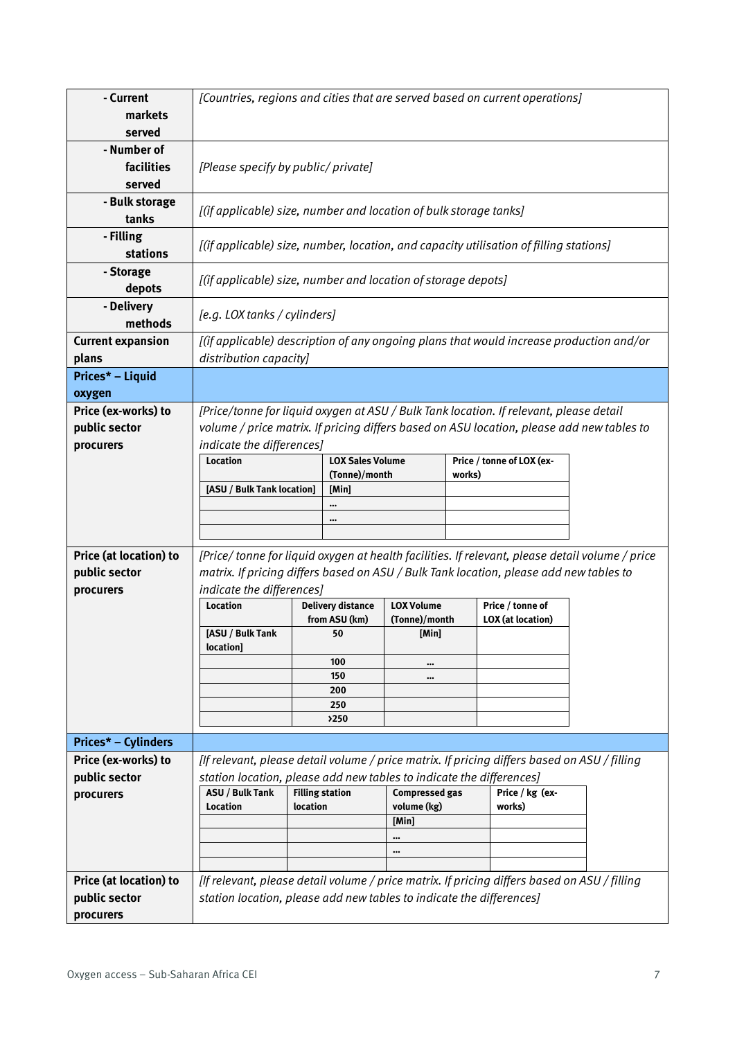| | |
|---|---|
| **- Current markets served** | *[Countries, regions and cities that are served based on current operations]* |
| **- Number of facilities served** | *[Please specify by public/ private]* |
| **- Bulk storage tanks** | *[(if applicable) size, number and location of bulk storage tanks]* |
| **- Filling stations** | *[(if applicable) size, number, location, and capacity utilisation of filling stations]* |
| **- Storage depots** | *[(if applicable) size, number and location of storage depots]* |
| **- Delivery methods** | *[e.g. LOX tanks / cylinders]* |
| **Current expansion plans** | *[(if applicable) description of any ongoing plans that would increase production and/or distribution capacity]* |
| **Prices* – Liquid oxygen** | |
| **Price (ex-works) to public sector procurers** | *[Price/tonne for liquid oxygen at ASU / Bulk Tank location. If relevant, please detail volume / price matrix. If pricing differs based on ASU location, please add new tables to indicate the differences]* (see table below) |

| Location | LOX Sales Volume (Tonne)/month | Price / tonne of LOX (ex-works) |
|---|---|---|
| [ASU / Bulk Tank location] | [Min] | |
| | ... | |
| | ... | |
| | | |

| | |
|---|---|
| **Price (at location) to public sector procurers** | *[Price/ tonne for liquid oxygen at health facilities. If relevant, please detail volume / price matrix. If pricing differs based on ASU / Bulk Tank location, please add new tables to indicate the differences]* (see table below) |

| Location | Delivery distance from ASU (km) | LOX Volume (Tonne)/month | Price / tonne of LOX (at location) |
|---|---|---|---|
| [ASU / Bulk Tank location] | 50 | [Min] | |
| | 100 | ... | |
| | 150 | ... | |
| | 200 | | |
| | 250 | | |
| | >250 | | |

| | |
|---|---|
| **Prices* – Cylinders** | |
| **Price (ex-works) to public sector procurers** | *[If relevant, please detail volume / price matrix. If pricing differs based on ASU / filling station location, please add new tables to indicate the differences]* (see table below) |

| ASU / Bulk Tank Location | Filling station location | Compressed gas volume (kg) | Price / kg (ex-works) |
|---|---|---|---|
| | | [Min] | |
| | | ... | |
| | | ... | |
| | | | |

| | |
|---|---|
| **Price (at location) to public sector procurers** | *[If relevant, please detail volume / price matrix. If pricing differs based on ASU / filling station location, please add new tables to indicate the differences]* |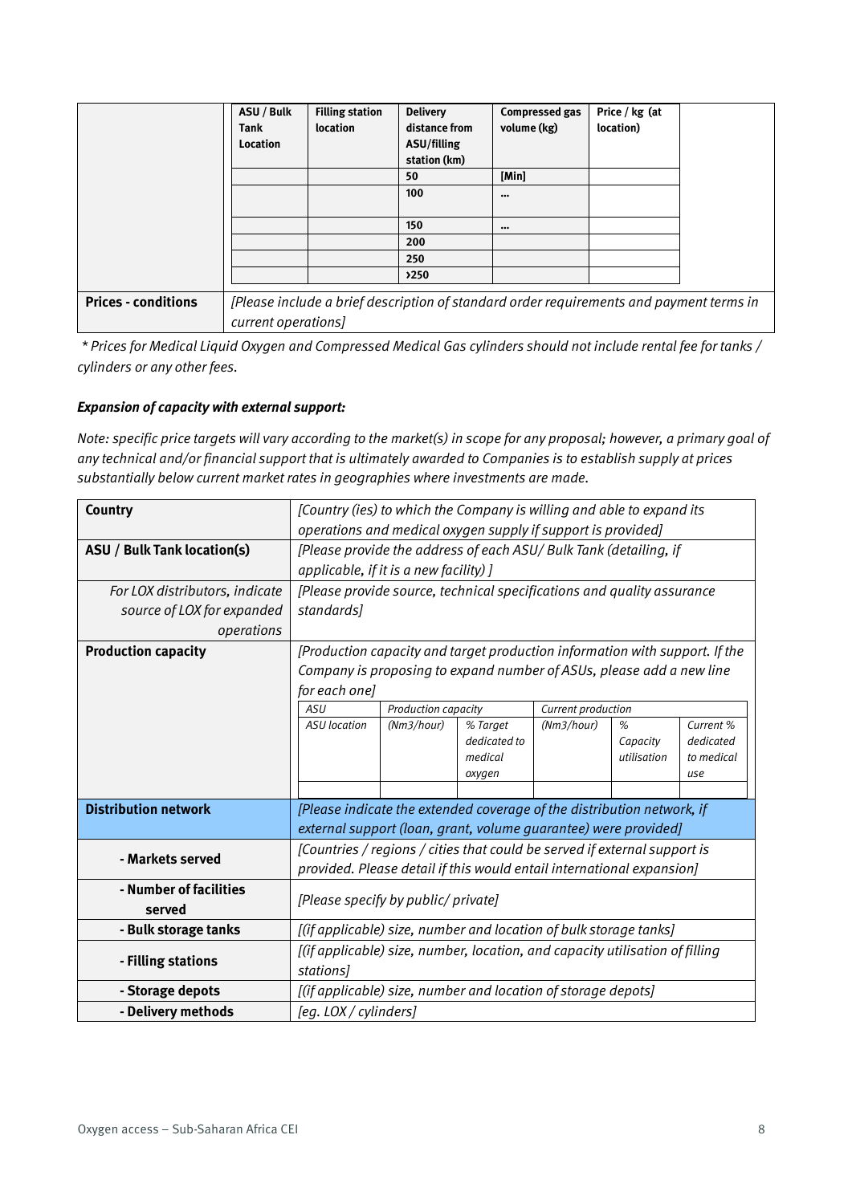| | ASU / Bulk Tank Location | Filling station location | Delivery distance from ASU/filling station (km) | Compressed gas volume (kg) | Price / kg (at location) |
|---|---|---|---|---|---|
| | | | 50 | [Min] | |
| | | | 100 | … | |
| | | | 150 | … | |
| | | | 200 | | |
| | | | 250 | | |
| | | | >250 | | |
| **Prices - conditions** | *[Please include a brief description of standard order requirements and payment terms in current operations]* | | | | |

*\* Prices for Medical Liquid Oxygen and Compressed Medical Gas cylinders should not include rental fee for tanks / cylinders or any other fees.*

***Expansion of capacity with external support:***

*Note: specific price targets will vary according to the market(s) in scope for any proposal; however, a primary goal of any technical and/or financial support that is ultimately awarded to Companies is to establish supply at prices substantially below current market rates in geographies where investments are made.*

| | |
|---|---|
| **Country** | *[Country (ies) to which the Company is willing and able to expand its operations and medical oxygen supply if support is provided]* |
| **ASU / Bulk Tank location(s)** | *[Please provide the address of each ASU/ Bulk Tank (detailing, if applicable, if it is a new facility) ]* |
| *For LOX distributors, indicate source of LOX for expanded operations* | *[Please provide source, technical specifications and quality assurance standards]* |
| **Production capacity** | *[Production capacity and target production information with support. If the Company is proposing to expand number of ASUs, please add a new line for each one]* |

| ASU | Production capacity | | Current production | | |
|---|---|---|---|---|---|
| *ASU location* | *(Nm3/hour)* | *% Target dedicated to medical oxygen* | *(Nm3/hour)* | *% Capacity utilisation* | *Current % dedicated to medical use* |
| | | | | | |

| | |
|---|---|
| **Distribution network** | *[Please indicate the extended coverage of the distribution network, if external support (loan, grant, volume guarantee) were provided]* |
| **- Markets served** | *[Countries / regions / cities that could be served if external support is provided. Please detail if this would entail international expansion]* |
| **- Number of facilities served** | *[Please specify by public/ private]* |
| **- Bulk storage tanks** | *[(if applicable) size, number and location of bulk storage tanks]* |
| **- Filling stations** | *[(if applicable) size, number, location, and capacity utilisation of filling stations]* |
| **- Storage depots** | *[(if applicable) size, number and location of storage depots]* |
| **- Delivery methods** | *[eg. LOX / cylinders]* |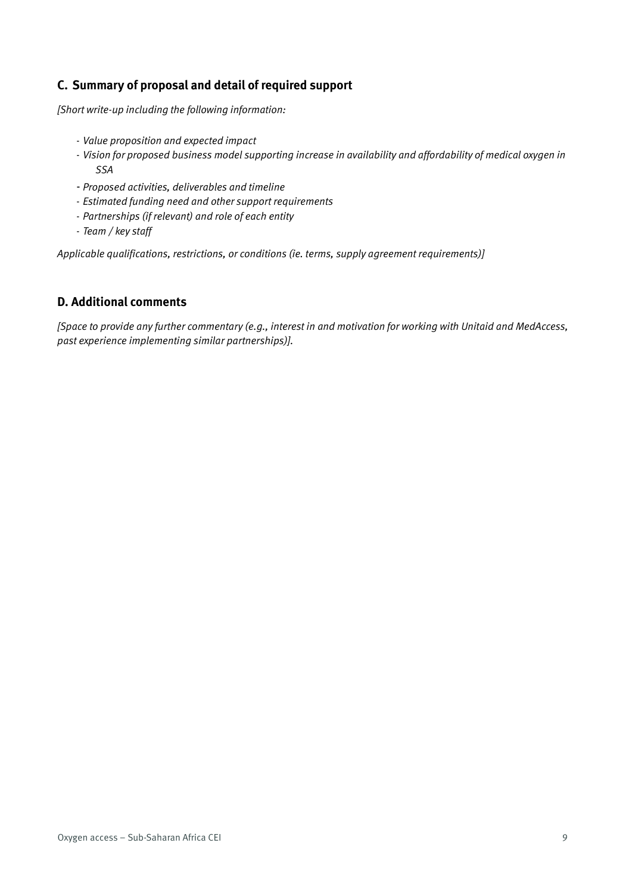## C. Summary of proposal and detail of required support

*[Short write-up including the following information:*

- *Value proposition and expected impact*
- *Vision for proposed business model supporting increase in availability and affordability of medical oxygen in SSA*
- *Proposed activities, deliverables and timeline*
- *Estimated funding need and other support requirements*
- *Partnerships (if relevant) and role of each entity*
- *Team / key staff*

*Applicable qualifications, restrictions, or conditions (ie. terms, supply agreement requirements)]*

## D. Additional comments

*[Space to provide any further commentary (e.g., interest in and motivation for working with Unitaid and MedAccess, past experience implementing similar partnerships)].*